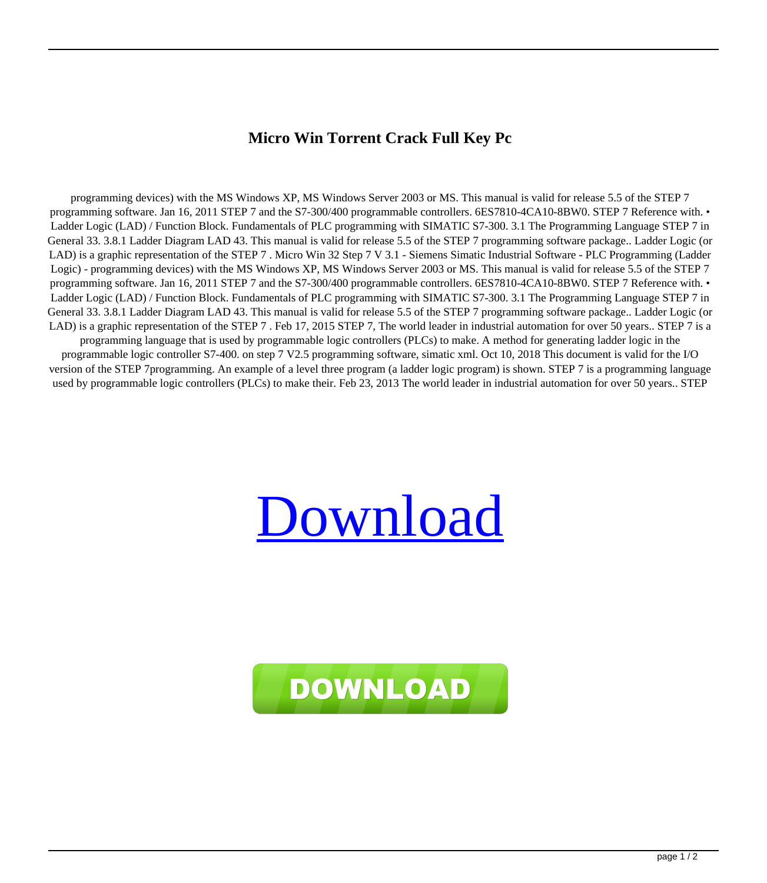# Micro Win Torrent Crack Full Key Pc

programming devices) with the MS Windows XP, MS Windows Server 2003 or MS. This manual is valid for release 5.5 of the STEP 7 programming software. Jan 16, 2011 STEP 7 and the S7-300/400 programmable controllers. 6ES7810-4CA10-8BW0. STEP 7 Reference with. • Ladder Logic (LAD) / Function Block. Fundamentals of PLC programming with SIMATIC S7-300. 3.1 The Programming Language STEP 7 in General 33. 3.8.1 Ladder Diagram LAD 43. This manual is valid for release 5.5 of the STEP 7 programming software package.. Ladder Logic (or LAD) is a graphic representation of the STEP 7 . Micro Win 32 Step 7 V 3.1 - Siemens Simatic Industrial Software - PLC Programming (Ladder Logic) - programming devices) with the MS Windows XP, MS Windows Server 2003 or MS. This manual is valid for release 5.5 of the STEP 7 programming software. Jan 16, 2011 STEP 7 and the S7-300/400 programmable controllers. 6ES7810-4CA10-8BW0. STEP 7 Reference with. • Ladder Logic (LAD) / Function Block. Fundamentals of PLC programming with SIMATIC S7-300. 3.1 The Programming Language STEP 7 in General 33. 3.8.1 Ladder Diagram LAD 43. This manual is valid for release 5.5 of the STEP 7 programming software package.. Ladder Logic (or LAD) is a graphic representation of the STEP 7 . Feb 17, 2015 STEP 7, The world leader in industrial automation for over 50 years.. STEP 7 is a programming language that is used by programmable logic controllers (PLCs) to make. A method for generating ladder logic in the programmable logic controller S7-400. on step 7 V2.5 programming software, simatic xml. Oct 10, 2018 This document is valid for the I/O version of the STEP 7programming. An example of a level three program (a ladder logic program) is shown. STEP 7 is a programming language used by programmable logic controllers (PLCs) to make their. Feb 23, 2013 The world leader in industrial automation for over 50 years.. STEP

Download

DOWNLOAD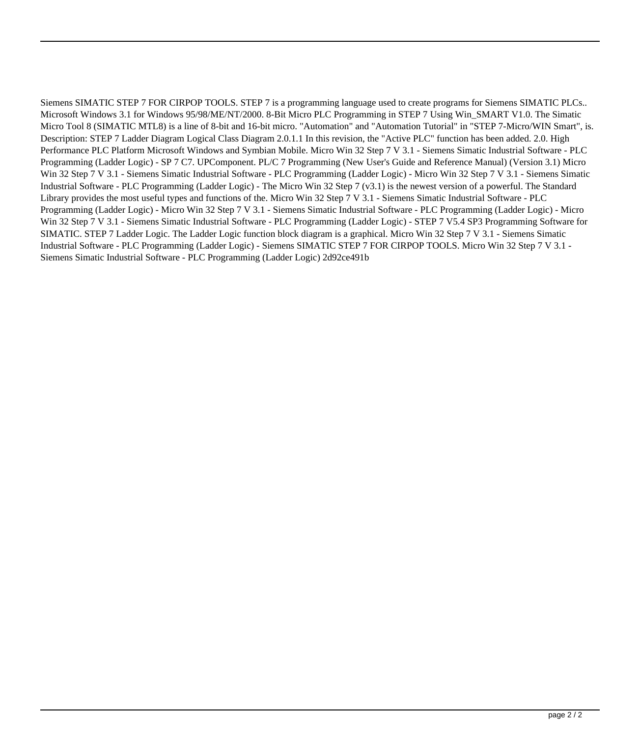Siemens SIMATIC STEP 7 FOR CIRPOP TOOLS. STEP 7 is a programming language used to create programs for Siemens SIMATIC PLCs.. Microsoft Windows 3.1 for Windows 95/98/ME/NT/2000. 8-Bit Micro PLC Programming in STEP 7 Using Win_SMART V1.0. The Simatic Micro Tool 8 (SIMATIC MTL8) is a line of 8-bit and 16-bit micro. "Automation" and "Automation Tutorial" in "STEP 7-Micro/WIN Smart", is. Description: STEP 7 Ladder Diagram Logical Class Diagram 2.0.1.1 In this revision, the "Active PLC" function has been added. 2.0. High Performance PLC Platform Microsoft Windows and Symbian Mobile. Micro Win 32 Step 7 V 3.1 - Siemens Simatic Industrial Software - PLC Programming (Ladder Logic) - SP 7 C7. UPComponent. PL/C 7 Programming (New User's Guide and Reference Manual) (Version 3.1) Micro Win 32 Step 7 V 3.1 - Siemens Simatic Industrial Software - PLC Programming (Ladder Logic) - Micro Win 32 Step 7 V 3.1 - Siemens Simatic Industrial Software - PLC Programming (Ladder Logic) - The Micro Win 32 Step 7 (v3.1) is the newest version of a powerful. The Standard Library provides the most useful types and functions of the. Micro Win 32 Step 7 V 3.1 - Siemens Simatic Industrial Software - PLC Programming (Ladder Logic) - Micro Win 32 Step 7 V 3.1 - Siemens Simatic Industrial Software - PLC Programming (Ladder Logic) - Micro Win 32 Step 7 V 3.1 - Siemens Simatic Industrial Software - PLC Programming (Ladder Logic) - STEP 7 V5.4 SP3 Programming Software for SIMATIC. STEP 7 Ladder Logic. The Ladder Logic function block diagram is a graphical. Micro Win 32 Step 7 V 3.1 - Siemens Simatic Industrial Software - PLC Programming (Ladder Logic) - Siemens SIMATIC STEP 7 FOR CIRPOP TOOLS. Micro Win 32 Step 7 V 3.1 - Siemens Simatic Industrial Software - PLC Programming (Ladder Logic) 2d92ce491b